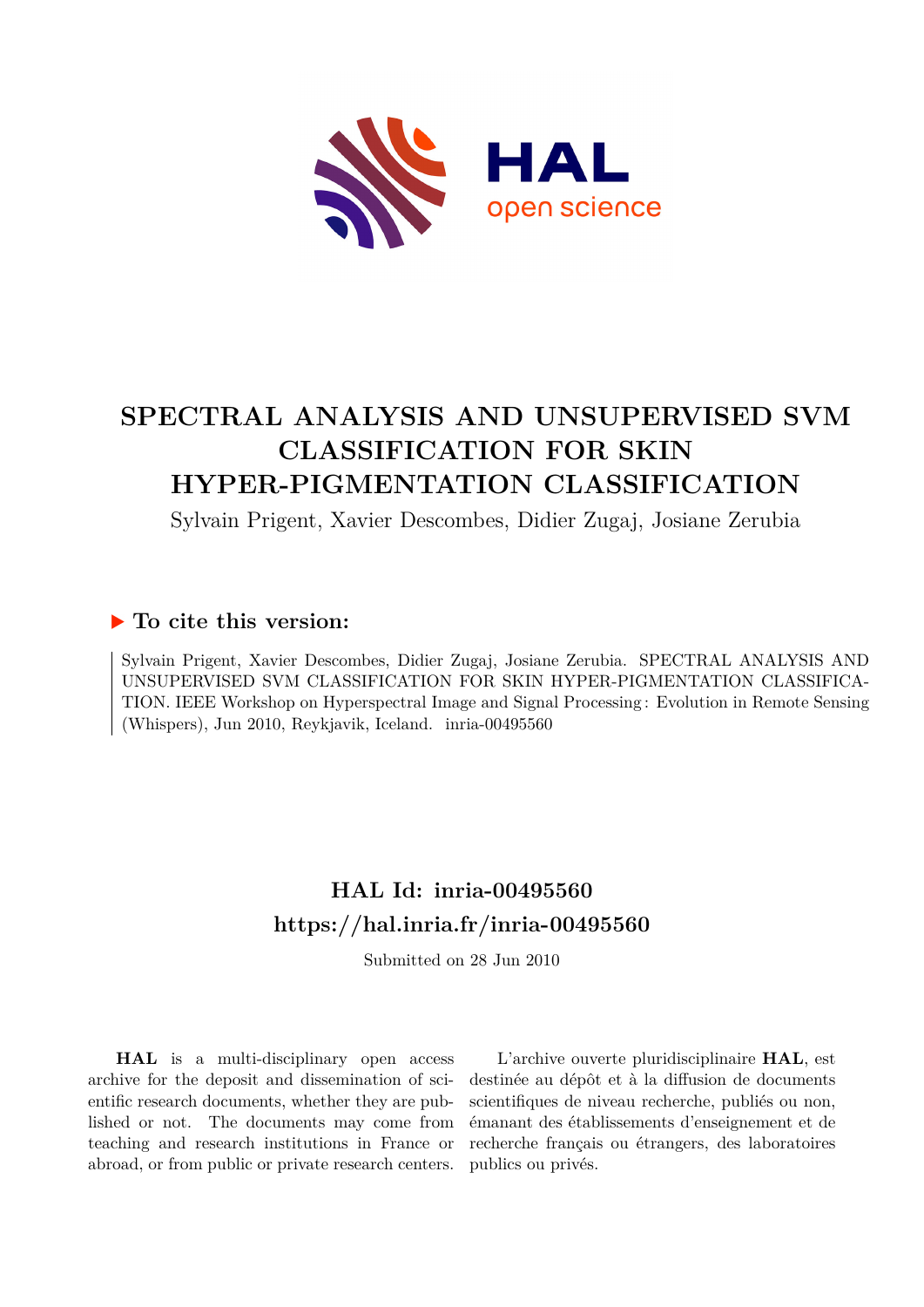# SPECTRAL ANALYSIS AND UNSUPERVISED SVM CLASSIFICATION FOR SKIN HYPER-PIGMENTATION CLASSIFICATION

Sylvain Prigent, Xavier Descombes, Didier Zugaj, Josiane Zerubia

## ▶ To cite this version:

Sylvain Prigent, Xavier Descombes, Didier Zugaj, Josiane Zerubia. SPECTRAL ANALYSIS AND UNSUPERVISED SVM CLASSIFICATION FOR SKIN HYPER-PIGMENTATION CLASSIFICATION. IEEE Workshop on Hyperspectral Image and Signal Processing : Evolution in Remote Sensing (Whispers), Jun 2010, Reykjavik, Iceland. inria-00495560

## HAL Id: inria-00495560

## https://hal.inria.fr/inria-00495560

Submitted on 28 Jun 2010

**HAL** is a multi-disciplinary open access archive for the deposit and dissemination of scientific research documents, whether they are published or not. The documents may come from teaching and research institutions in France or abroad, or from public or private research centers.

L'archive ouverte pluridisciplinaire **HAL**, est destinée au dépôt et à la diffusion de documents scientifiques de niveau recherche, publiés ou non, émanant des établissements d'enseignement et de recherche français ou étrangers, des laboratoires publics ou privés.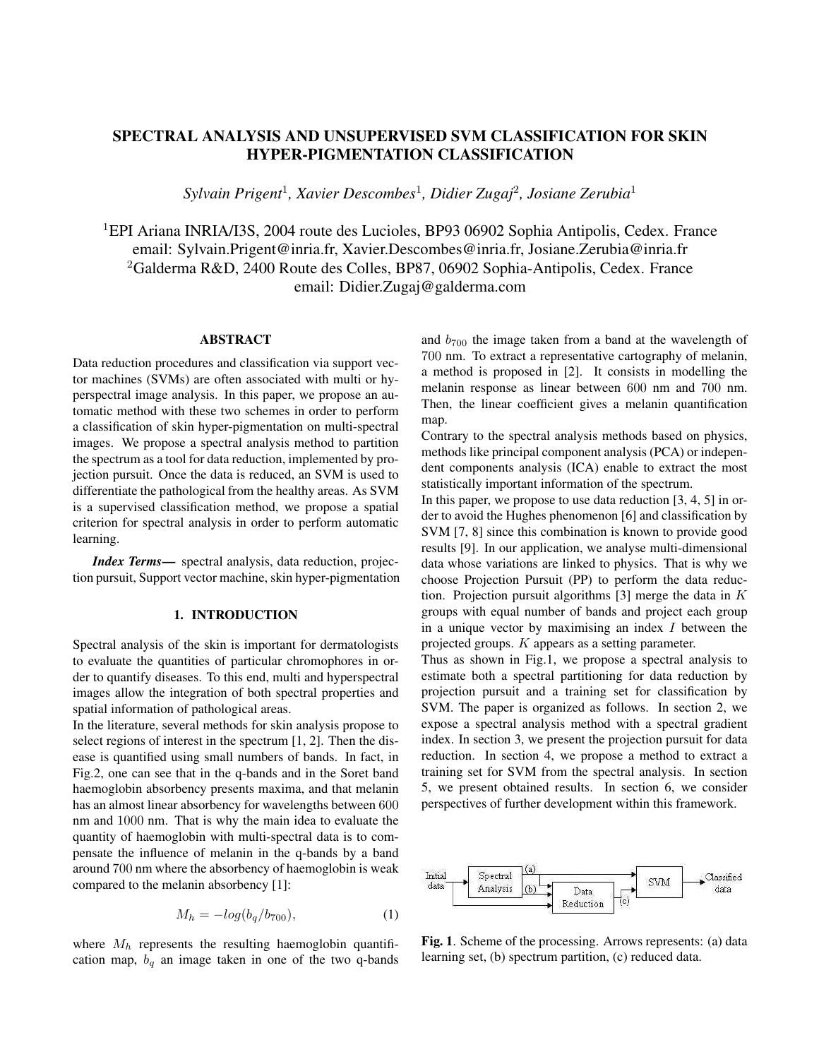# SPECTRAL ANALYSIS AND UNSUPERVISED SVM CLASSIFICATION FOR SKIN HYPER-PIGMENTATION CLASSIFICATION

*Sylvain Prigent*[1], *Xavier Descombes*[1], *Didier Zugaj*[2], *Josiane Zerubia*[1]

[1]EPI Ariana INRIA/I3S, 2004 route des Lucioles, BP93 06902 Sophia Antipolis, Cedex. France
email: Sylvain.Prigent@inria.fr, Xavier.Descombes@inria.fr, Josiane.Zerubia@inria.fr
[2]Galderma R&D, 2400 Route des Colles, BP87, 06902 Sophia-Antipolis, Cedex. France
email: Didier.Zugaj@galderma.com

## ABSTRACT

Data reduction procedures and classification via support vector machines (SVMs) are often associated with multi or hyperspectral image analysis. In this paper, we propose an automatic method with these two schemes in order to perform a classification of skin hyper-pigmentation on multi-spectral images. We propose a spectral analysis method to partition the spectrum as a tool for data reduction, implemented by projection pursuit. Once the data is reduced, an SVM is used to differentiate the pathological from the healthy areas. As SVM is a supervised classification method, we propose a spatial criterion for spectral analysis in order to perform automatic learning.

***Index Terms*—** spectral analysis, data reduction, projection pursuit, Support vector machine, skin hyper-pigmentation

## 1. INTRODUCTION

Spectral analysis of the skin is important for dermatologists to evaluate the quantities of particular chromophores in order to quantify diseases. To this end, multi and hyperspectral images allow the integration of both spectral properties and spatial information of pathological areas.

In the literature, several methods for skin analysis propose to select regions of interest in the spectrum [1, 2]. Then the disease is quantified using small numbers of bands. In fact, in Fig.2, one can see that in the q-bands and in the Soret band haemoglobin absorbency presents maxima, and that melanin has an almost linear absorbency for wavelengths between $600$ nm and $1000$ nm. That is why the main idea to evaluate the quantity of haemoglobin with multi-spectral data is to compensate the influence of melanin in the q-bands by a band around $700$ nm where the absorbency of haemoglobin is weak compared to the melanin absorbency [1]:

$$M_h = -log(b_q/b_{700}), \tag{1}$$

where $M_h$ represents the resulting haemoglobin quantification map, $b_q$ an image taken in one of the two q-bands and $b_{700}$ the image taken from a band at the wavelength of $700$ nm. To extract a representative cartography of melanin, a method is proposed in [2]. It consists in modelling the melanin response as linear between $600$ nm and $700$ nm. Then, the linear coefficient gives a melanin quantification map.

Contrary to the spectral analysis methods based on physics, methods like principal component analysis (PCA) or independent components analysis (ICA) enable to extract the most statistically important information of the spectrum.

In this paper, we propose to use data reduction [3, 4, 5] in order to avoid the Hughes phenomenon [6] and classification by SVM [7, 8] since this combination is known to provide good results [9]. In our application, we analyse multi-dimensional data whose variations are linked to physics. That is why we choose Projection Pursuit (PP) to perform the data reduction. Projection pursuit algorithms [3] merge the data in $K$ groups with equal number of bands and project each group in a unique vector by maximising an index $I$ between the projected groups. $K$ appears as a setting parameter.

Thus as shown in Fig.1, we propose a spectral analysis to estimate both a spectral partitioning for data reduction by projection pursuit and a training set for classification by SVM. The paper is organized as follows. In section 2, we expose a spectral analysis method with a spectral gradient index. In section 3, we present the projection pursuit for data reduction. In section 4, we propose a method to extract a training set for SVM from the spectral analysis. In section 5, we present obtained results. In section 6, we consider perspectives of further development within this framework.

**Fig. 1**. Scheme of the processing. Arrows represents: (a) data learning set, (b) spectrum partition, (c) reduced data.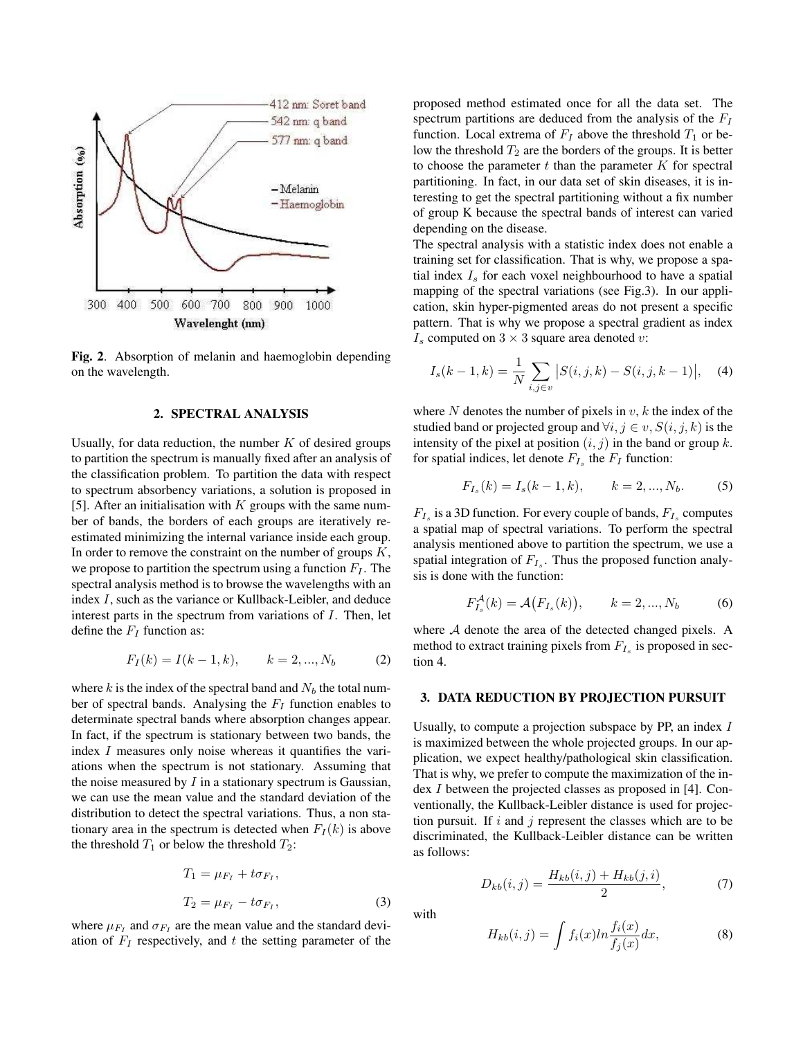Fig. 2. Absorption of melanin and haemoglobin depending on the wavelength.

## 2. SPECTRAL ANALYSIS

Usually, for data reduction, the number $K$ of desired groups to partition the spectrum is manually fixed after an analysis of the classification problem. To partition the data with respect to spectrum absorbency variations, a solution is proposed in [5]. After an initialisation with $K$ groups with the same number of bands, the borders of each groups are iteratively re-estimated minimizing the internal variance inside each group. In order to remove the constraint on the number of groups $K$, we propose to partition the spectrum using a function $F_I$. The spectral analysis method is to browse the wavelengths with an index $I$, such as the variance or Kullback-Leibler, and deduce interest parts in the spectrum from variations of $I$. Then, let define the $F_I$ function as:

$$F_I(k) = I(k-1, k), \qquad k = 2, ..., N_b \tag{2}$$

where $k$ is the index of the spectral band and $N_b$ the total number of spectral bands. Analysing the $F_I$ function enables to determinate spectral bands where absorption changes appear. In fact, if the spectrum is stationary between two bands, the index $I$ measures only noise whereas it quantifies the variations when the spectrum is not stationary. Assuming that the noise measured by $I$ in a stationary spectrum is Gaussian, we can use the mean value and the standard deviation of the distribution to detect the spectral variations. Thus, a non stationary area in the spectrum is detected when $F_I(k)$ is above the threshold $T_1$ or below the threshold $T_2$:

$$T_1 = \mu_{F_I} + t\sigma_{F_I},$$
$$T_2 = \mu_{F_I} - t\sigma_{F_I}, \tag{3}$$

where $\mu_{F_I}$ and $\sigma_{F_I}$ are the mean value and the standard deviation of $F_I$ respectively, and $t$ the setting parameter of the proposed method estimated once for all the data set. The spectrum partitions are deduced from the analysis of the $F_I$ function. Local extrema of $F_I$ above the threshold $T_1$ or below the threshold $T_2$ are the borders of the groups. It is better to choose the parameter $t$ than the parameter $K$ for spectral partitioning. In fact, in our data set of skin diseases, it is interesting to get the spectral partitioning without a fix number of group K because the spectral bands of interest can varied depending on the disease.

The spectral analysis with a statistic index does not enable a training set for classification. That is why, we propose a spatial index $I_s$ for each voxel neighbourhood to have a spatial mapping of the spectral variations (see Fig.3). In our application, skin hyper-pigmented areas do not present a specific pattern. That is why we propose a spectral gradient as index $I_s$ computed on $3 \times 3$ square area denoted $v$:

$$I_s(k-1, k) = \frac{1}{N} \sum_{i,j \in v} \left| S(i, j, k) - S(i, j, k-1) \right|, \tag{4}$$

where $N$ denotes the number of pixels in $v$, $k$ the index of the studied band or projected group and $\forall i, j \in v$, $S(i, j, k)$ is the intensity of the pixel at position $(i, j)$ in the band or group $k$. for spatial indices, let denote $F_{I_s}$ the $F_I$ function:

$$F_{I_s}(k) = I_s(k-1, k), \qquad k = 2, ..., N_b. \tag{5}$$

$F_{I_s}$ is a 3D function. For every couple of bands, $F_{I_s}$ computes a spatial map of spectral variations. To perform the spectral analysis mentioned above to partition the spectrum, we use a spatial integration of $F_{I_s}$. Thus the proposed function analysis is done with the function:

$$F_{I_s}^{\mathcal{A}}(k) = \mathcal{A}\big(F_{I_s}(k)\big), \qquad k = 2, ..., N_b \tag{6}$$

where $\mathcal{A}$ denote the area of the detected changed pixels. A method to extract training pixels from $F_{I_s}$ is proposed in section 4.

## 3. DATA REDUCTION BY PROJECTION PURSUIT

Usually, to compute a projection subspace by PP, an index $I$ is maximized between the whole projected groups. In our application, we expect healthy/pathological skin classification. That is why, we prefer to compute the maximization of the index $I$ between the projected classes as proposed in [4]. Conventionally, the Kullback-Leibler distance is used for projection pursuit. If $i$ and $j$ represent the classes which are to be discriminated, the Kullback-Leibler distance can be written as follows:

$$D_{kb}(i, j) = \frac{H_{kb}(i, j) + H_{kb}(j, i)}{2}, \tag{7}$$

with

$$H_{kb}(i, j) = \int f_i(x) ln \frac{f_i(x)}{f_j(x)} dx, \tag{8}$$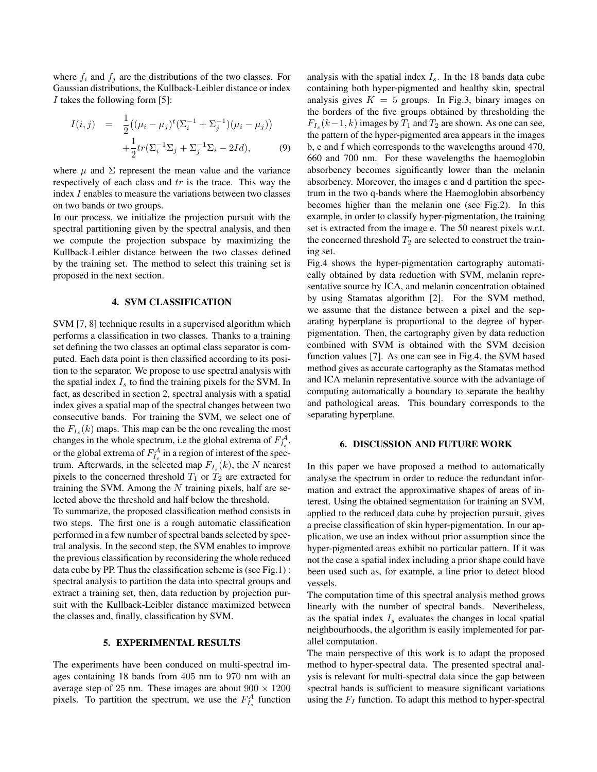where $f_i$ and $f_j$ are the distributions of the two classes. For Gaussian distributions, the Kullback-Leibler distance or index $I$ takes the following form [5]:

$$
\begin{aligned}
I(i,j) &= \frac{1}{2}\big((\mu_i - \mu_j)^t(\Sigma_i^{-1} + \Sigma_j^{-1})(\mu_i - \mu_j)\big) \\
&\quad + \frac{1}{2}tr(\Sigma_i^{-1}\Sigma_j + \Sigma_j^{-1}\Sigma_i - 2Id), \qquad (9)
\end{aligned}
$$

where $\mu$ and $\Sigma$ represent the mean value and the variance respectively of each class and $tr$ is the trace. This way the index $I$ enables to measure the variations between two classes on two bands or two groups.

In our process, we initialize the projection pursuit with the spectral partitioning given by the spectral analysis, and then we compute the projection subspace by maximizing the Kullback-Leibler distance between the two classes defined by the training set. The method to select this training set is proposed in the next section.

## 4. SVM CLASSIFICATION

SVM [7, 8] technique results in a supervised algorithm which performs a classification in two classes. Thanks to a training set defining the two classes an optimal class separator is computed. Each data point is then classified according to its position to the separator. We propose to use spectral analysis with the spatial index $I_s$ to find the training pixels for the SVM. In fact, as described in section 2, spectral analysis with a spatial index gives a spatial map of the spectral changes between two consecutive bands. For training the SVM, we select one of the $F_{I_s}(k)$ maps. This map can be the one revealing the most changes in the whole spectrum, i.e the global extrema of $F_{I_s}^{\mathcal{A}}$, or the global extrema of $F_{I_s}^{\mathcal{A}}$ in a region of interest of the spectrum. Afterwards, in the selected map $F_{I_s}(k)$, the $N$ nearest pixels to the concerned threshold $T_1$ or $T_2$ are extracted for training the SVM. Among the $N$ training pixels, half are selected above the threshold and half below the threshold.

To summarize, the proposed classification method consists in two steps. The first one is a rough automatic classification performed in a few number of spectral bands selected by spectral analysis. In the second step, the SVM enables to improve the previous classification by reconsidering the whole reduced data cube by PP. Thus the classification scheme is (see Fig.1) : spectral analysis to partition the data into spectral groups and extract a training set, then, data reduction by projection pursuit with the Kullback-Leibler distance maximized between the classes and, finally, classification by SVM.

## 5. EXPERIMENTAL RESULTS

The experiments have been conduced on multi-spectral images containing 18 bands from 405 nm to 970 nm with an average step of 25 nm. These images are about $900 \times 1200$ pixels. To partition the spectrum, we use the $F_{I_s}^{A}$ function analysis with the spatial index $I_s$. In the 18 bands data cube containing both hyper-pigmented and healthy skin, spectral analysis gives $K = 5$ groups. In Fig.3, binary images on the borders of the five groups obtained by thresholding the $F_{I_s}(k-1, k)$ images by $T_1$ and $T_2$ are shown. As one can see, the pattern of the hyper-pigmented area appears in the images b, e and f which corresponds to the wavelengths around 470, 660 and 700 nm. For these wavelengths the haemoglobin absorbency becomes significantly lower than the melanin absorbency. Moreover, the images c and d partition the spectrum in the two q-bands where the Haemoglobin absorbency becomes higher than the melanin one (see Fig.2). In this example, in order to classify hyper-pigmentation, the training set is extracted from the image e. The 50 nearest pixels w.r.t. the concerned threshold $T_2$ are selected to construct the training set.

Fig.4 shows the hyper-pigmentation cartography automatically obtained by data reduction with SVM, melanin representative source by ICA, and melanin concentration obtained by using Stamatas algorithm [2]. For the SVM method, we assume that the distance between a pixel and the separating hyperplane is proportional to the degree of hyper-pigmentation. Then, the cartography given by data reduction combined with SVM is obtained with the SVM decision function values [7]. As one can see in Fig.4, the SVM based method gives as accurate cartography as the Stamatas method and ICA melanin representative source with the advantage of computing automatically a boundary to separate the healthy and pathological areas. This boundary corresponds to the separating hyperplane.

## 6. DISCUSSION AND FUTURE WORK

In this paper we have proposed a method to automatically analyse the spectrum in order to reduce the redundant information and extract the approximative shapes of areas of interest. Using the obtained segmentation for training an SVM, applied to the reduced data cube by projection pursuit, gives a precise classification of skin hyper-pigmentation. In our application, we use an index without prior assumption since the hyper-pigmented areas exhibit no particular pattern. If it was not the case a spatial index including a prior shape could have been used such as, for example, a line prior to detect blood vessels.

The computation time of this spectral analysis method grows linearly with the number of spectral bands. Nevertheless, as the spatial index $I_s$ evaluates the changes in local spatial neighbourhoods, the algorithm is easily implemented for parallel computation.

The main perspective of this work is to adapt the proposed method to hyper-spectral data. The presented spectral analysis is relevant for multi-spectral data since the gap between spectral bands is sufficient to measure significant variations using the $F_I$ function. To adapt this method to hyper-spectral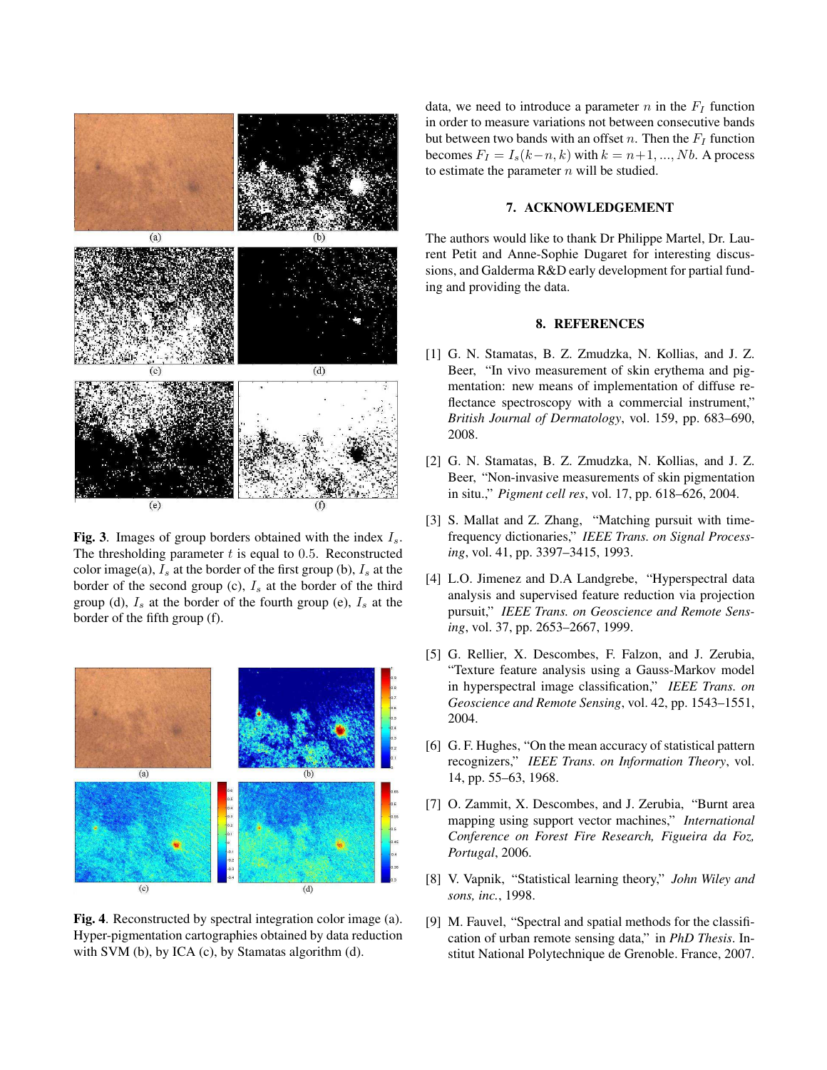Fig. 3. Images of group borders obtained with the index $I_s$. The thresholding parameter $t$ is equal to $0.5$. Reconstructed color image(a), $I_s$ at the border of the first group (b), $I_s$ at the border of the second group (c), $I_s$ at the border of the third group (d), $I_s$ at the border of the fourth group (e), $I_s$ at the border of the fifth group (f).

Fig. 4. Reconstructed by spectral integration color image (a). Hyper-pigmentation cartographies obtained by data reduction with SVM (b), by ICA (c), by Stamatas algorithm (d).

data, we need to introduce a parameter $n$ in the $F_I$ function in order to measure variations not between consecutive bands but between two bands with an offset $n$. Then the $F_I$ function becomes $F_I = I_s(k-n, k)$ with $k = n+1, ..., Nb$. A process to estimate the parameter $n$ will be studied.

## 7. ACKNOWLEDGEMENT

The authors would like to thank Dr Philippe Martel, Dr. Laurent Petit and Anne-Sophie Dugaret for interesting discussions, and Galderma R&D early development for partial funding and providing the data.

## 8. REFERENCES

[1] G. N. Stamatas, B. Z. Zmudzka, N. Kollias, and J. Z. Beer, "In vivo measurement of skin erythema and pigmentation: new means of implementation of diffuse reflectance spectroscopy with a commercial instrument," *British Journal of Dermatology*, vol. 159, pp. 683–690, 2008.

[2] G. N. Stamatas, B. Z. Zmudzka, N. Kollias, and J. Z. Beer, "Non-invasive measurements of skin pigmentation in situ.," *Pigment cell res*, vol. 17, pp. 618–626, 2004.

[3] S. Mallat and Z. Zhang, "Matching pursuit with time-frequency dictionaries," *IEEE Trans. on Signal Processing*, vol. 41, pp. 3397–3415, 1993.

[4] L.O. Jimenez and D.A Landgrebe, "Hyperspectral data analysis and supervised feature reduction via projection pursuit," *IEEE Trans. on Geoscience and Remote Sensing*, vol. 37, pp. 2653–2667, 1999.

[5] G. Rellier, X. Descombes, F. Falzon, and J. Zerubia, "Texture feature analysis using a Gauss-Markov model in hyperspectral image classification," *IEEE Trans. on Geoscience and Remote Sensing*, vol. 42, pp. 1543–1551, 2004.

[6] G. F. Hughes, "On the mean accuracy of statistical pattern recognizers," *IEEE Trans. on Information Theory*, vol. 14, pp. 55–63, 1968.

[7] O. Zammit, X. Descombes, and J. Zerubia, "Burnt area mapping using support vector machines," *International Conference on Forest Fire Research, Figueira da Foz, Portugal*, 2006.

[8] V. Vapnik, "Statistical learning theory," *John Wiley and sons, inc.*, 1998.

[9] M. Fauvel, "Spectral and spatial methods for the classification of urban remote sensing data," in *PhD Thesis*. Institut National Polytechnique de Grenoble. France, 2007.